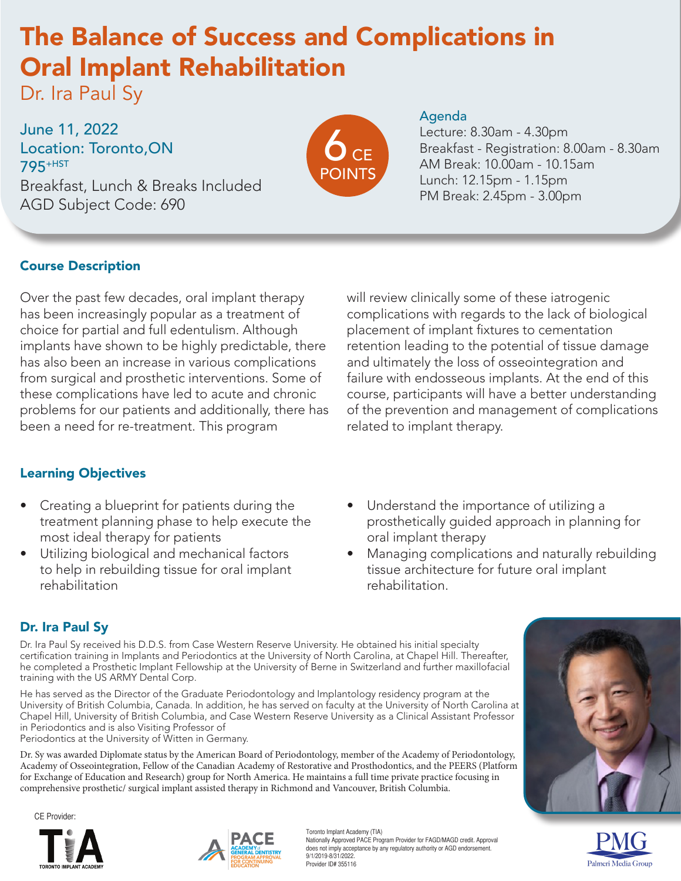# The Balance of Success and Complications in Oral Implant Rehabilitation

Dr. Ira Paul Sy

June 11, 2022
Location: Toronto,ON
795+HST
Breakfast, Lunch & Breaks Included
AGD Subject Code: 690

6 CE POINTS

**Agenda**
Lecture: 8.30am - 4.30pm
Breakfast - Registration: 8.00am - 8.30am
AM Break: 10.00am - 10.15am
Lunch: 12.15pm - 1.15pm
PM Break: 2.45pm - 3.00pm

## Course Description

Over the past few decades, oral implant therapy has been increasingly popular as a treatment of choice for partial and full edentulism. Although implants have shown to be highly predictable, there has also been an increase in various complications from surgical and prosthetic interventions. Some of these complications have led to acute and chronic problems for our patients and additionally, there has been a need for re-treatment. This program will review clinically some of these iatrogenic complications with regards to the lack of biological placement of implant fixtures to cementation retention leading to the potential of tissue damage and ultimately the loss of osseointegration and failure with endosseous implants. At the end of this course, participants will have a better understanding of the prevention and management of complications related to implant therapy.

## Learning Objectives

- Creating a blueprint for patients during the treatment planning phase to help execute the most ideal therapy for patients
- Utilizing biological and mechanical factors to help in rebuilding tissue for oral implant rehabilitation
- Understand the importance of utilizing a prosthetically guided approach in planning for oral implant therapy
- Managing complications and naturally rebuilding tissue architecture for future oral implant rehabilitation.

## Dr. Ira Paul Sy

Dr. Ira Paul Sy received his D.D.S. from Case Western Reserve University. He obtained his initial specialty certification training in Implants and Periodontics at the University of North Carolina, at Chapel Hill. Thereafter, he completed a Prosthetic Implant Fellowship at the University of Berne in Switzerland and further maxillofacial training with the US ARMY Dental Corp.

He has served as the Director of the Graduate Periodontology and Implantology residency program at the University of British Columbia, Canada. In addition, he has served on faculty at the University of North Carolina at Chapel Hill, University of British Columbia, and Case Western Reserve University as a Clinical Assistant Professor in Periodontics and is also Visiting Professor of Periodontics at the University of Witten in Germany.

Dr. Sy was awarded Diplomate status by the American Board of Periodontology, member of the Academy of Periodontology, Academy of Osseointegration, Fellow of the Canadian Academy of Restorative and Prosthodontics, and the PEERS (Platform for Exchange of Education and Research) group for North America. He maintains a full time private practice focusing in comprehensive prosthetic/ surgical implant assisted therapy in Richmond and Vancouver, British Columbia.

CE Provider:

TIA TORONTO IMPLANT ACADEMY

PACE ACADEMY of GENERAL DENTISTRY PROGRAM APPROVAL FOR CONTINUING EDUCATION

Toronto Implant Academy (TIA)
Nationally Approved PACE Program Provider for FAGD/MAGD credit. Approval does not imply acceptance by any regulatory authority or AGD endorsement.
9/1/2019-8/31/2022.
Provider ID# 355116

PMG Palmeri Media Group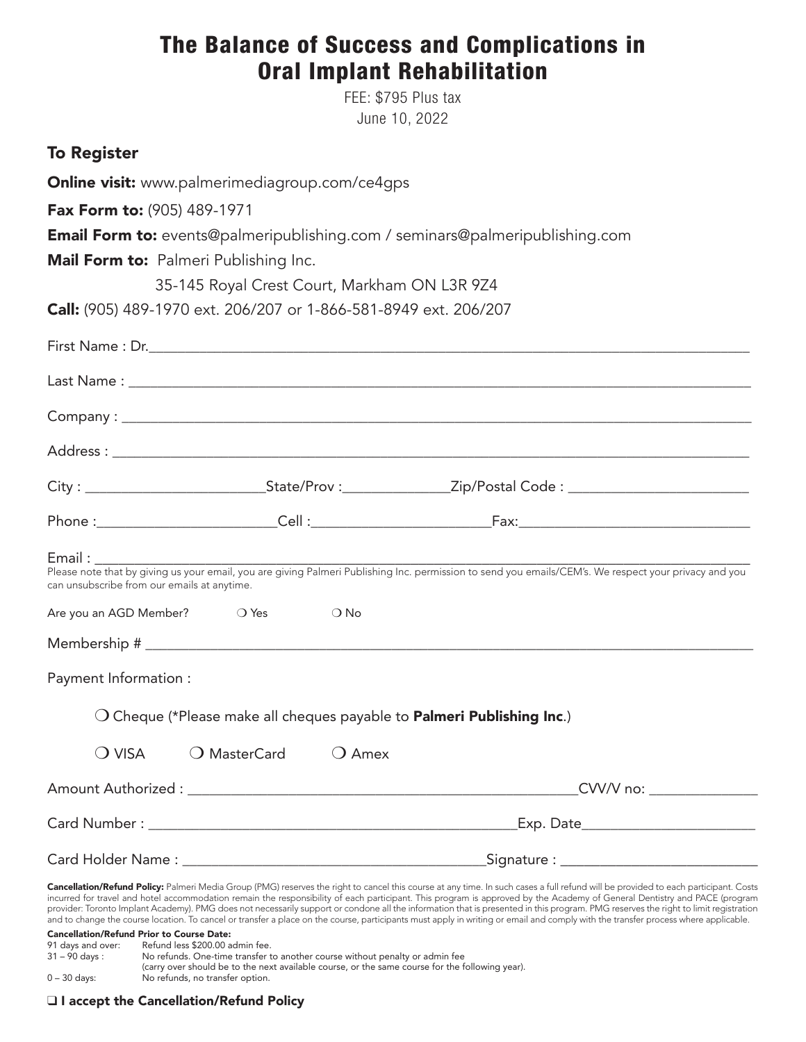# The Balance of Success and Complications in Oral Implant Rehabilitation

FEE: $795 Plus tax

June 10, 2022

## To Register

**Online visit:** www.palmerimediagroup.com/ce4gps

**Fax Form to:** (905) 489-1971

**Email Form to:** events@palmeripublishing.com / seminars@palmeripublishing.com

**Mail Form to:** Palmeri Publishing Inc.
35-145 Royal Crest Court, Markham ON L3R 9Z4

**Call:** (905) 489-1970 ext. 206/207 or 1-866-581-8949 ext. 206/207

First Name : Dr.______________________________________________

Last Name : ______________________________________________

Company : ______________________________________________

Address : ______________________________________________

City : ________________ State/Prov :____________ Zip/Postal Code : ________________

Phone :________________ Cell :________________ Fax:________________

Email : ______________________________________________

Please note that by giving us your email, you are giving Palmeri Publishing Inc. permission to send you emails/CEM's. We respect your privacy and you can unsubscribe from our emails at anytime.

Are you an AGD Member? ❍ Yes ❍ No

Membership # ______________________________________________

Payment Information :

❍ Cheque (*Please make all cheques payable to **Palmeri Publishing Inc**.)

❍ VISA ❍ MasterCard ❍ Amex

Amount Authorized : ______________________________ CVV/V no: ____________

Card Number : ______________________________ Exp. Date________________

Card Holder Name : ______________________________ Signature : ________________

**Cancellation/Refund Policy:** Palmeri Media Group (PMG) reserves the right to cancel this course at any time. In such cases a full refund will be provided to each participant. Costs incurred for travel and hotel accommodation remain the responsibility of each participant. This program is approved by the Academy of General Dentistry and PACE (program provider: Toronto Implant Academy). PMG does not necessarily support or condone all the information that is presented in this program. PMG reserves the right to limit registration and to change the course location. To cancel or transfer a place on the course, participants must apply in writing or email and comply with the transfer process where applicable.

**Cancellation/Refund Prior to Course Date:**

| | |
|---|---|
| 91 days and over: | Refund less $200.00 admin fee. |
| 31 – 90 days : | No refunds. One-time transfer to another course without penalty or admin fee (carry over should be to the next available course, or the same course for the following year). |
| 0 – 30 days: | No refunds, no transfer option. |

❑ **I accept the Cancellation/Refund Policy**